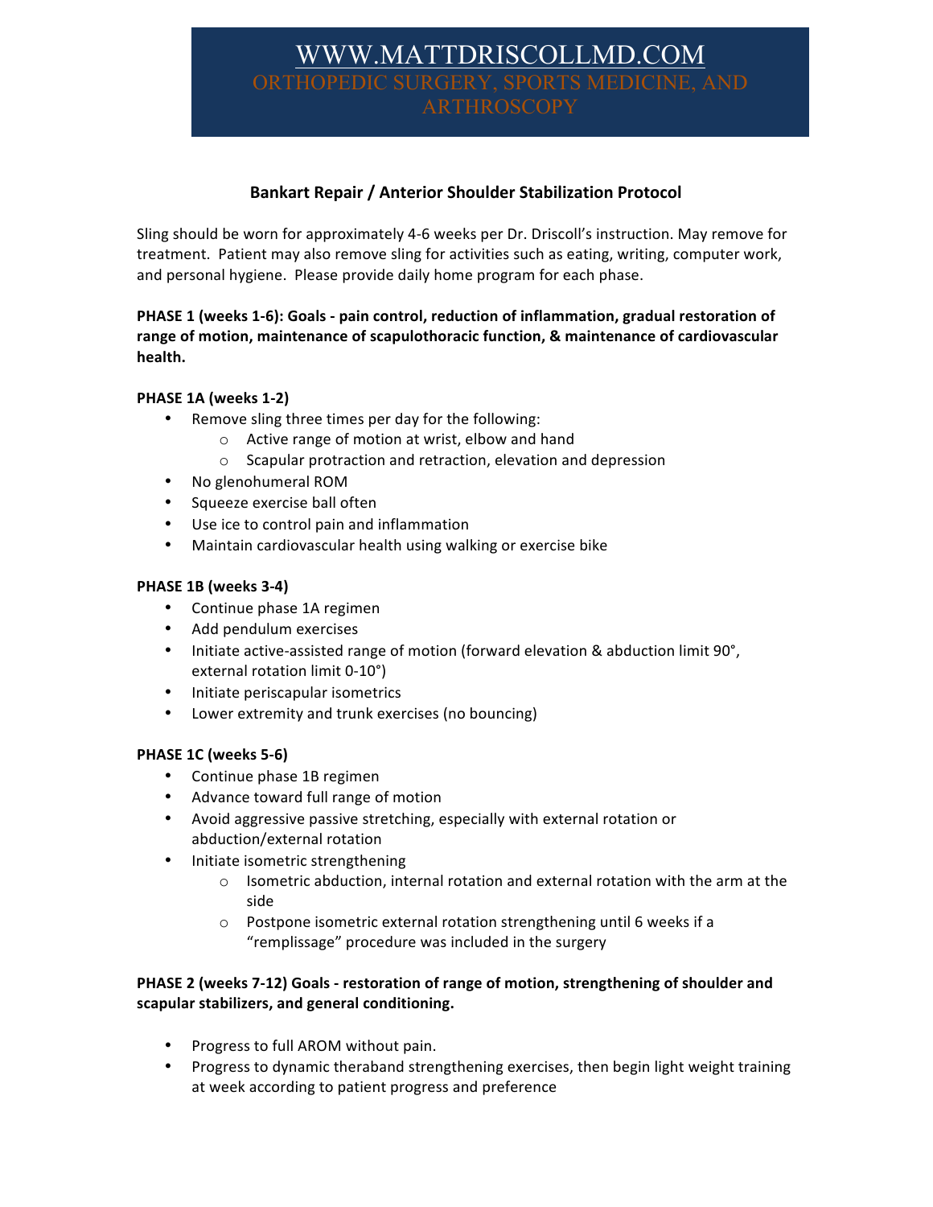WWW.MATTDRISCOLLMD.COM

ORTHOPEDIC SURGERY, SPORTS MEDICINE, AND ARTHROSCOPY

## Bankart Repair / Anterior Shoulder Stabilization Protocol

Sling should be worn for approximately 4-6 weeks per Dr. Driscoll's instruction. May remove for treatment. Patient may also remove sling for activities such as eating, writing, computer work, and personal hygiene. Please provide daily home program for each phase.

**PHASE 1 (weeks 1-6): Goals - pain control, reduction of inflammation, gradual restoration of range of motion, maintenance of scapulothoracic function, & maintenance of cardiovascular health.**

**PHASE 1A (weeks 1-2)**

- Remove sling three times per day for the following:
  - Active range of motion at wrist, elbow and hand
  - Scapular protraction and retraction, elevation and depression
- No glenohumeral ROM
- Squeeze exercise ball often
- Use ice to control pain and inflammation
- Maintain cardiovascular health using walking or exercise bike

**PHASE 1B (weeks 3-4)**

- Continue phase 1A regimen
- Add pendulum exercises
- Initiate active-assisted range of motion (forward elevation & abduction limit 90°, external rotation limit 0-10°)
- Initiate periscapular isometrics
- Lower extremity and trunk exercises (no bouncing)

**PHASE 1C (weeks 5-6)**

- Continue phase 1B regimen
- Advance toward full range of motion
- Avoid aggressive passive stretching, especially with external rotation or abduction/external rotation
- Initiate isometric strengthening
  - Isometric abduction, internal rotation and external rotation with the arm at the side
  - Postpone isometric external rotation strengthening until 6 weeks if a "remplissage" procedure was included in the surgery

**PHASE 2 (weeks 7-12) Goals - restoration of range of motion, strengthening of shoulder and scapular stabilizers, and general conditioning.**

- Progress to full AROM without pain.
- Progress to dynamic theraband strengthening exercises, then begin light weight training at week according to patient progress and preference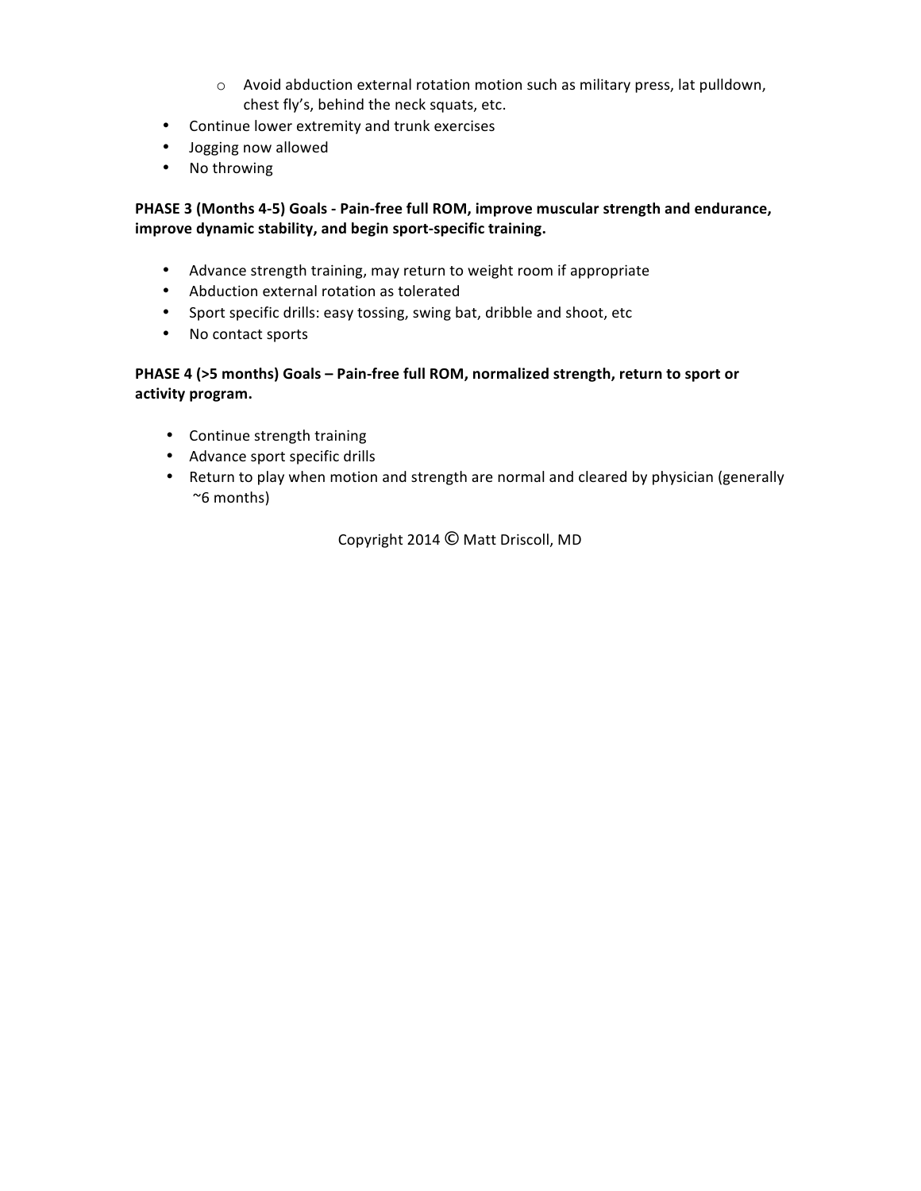- Avoid abduction external rotation motion such as military press, lat pulldown, chest fly's, behind the neck squats, etc.
- Continue lower extremity and trunk exercises
- Jogging now allowed
- No throwing

**PHASE 3 (Months 4-5) Goals - Pain-free full ROM, improve muscular strength and endurance, improve dynamic stability, and begin sport-specific training.**

- Advance strength training, may return to weight room if appropriate
- Abduction external rotation as tolerated
- Sport specific drills: easy tossing, swing bat, dribble and shoot, etc
- No contact sports

**PHASE 4 (>5 months) Goals – Pain-free full ROM, normalized strength, return to sport or activity program.**

- Continue strength training
- Advance sport specific drills
- Return to play when motion and strength are normal and cleared by physician (generally ~6 months)

Copyright 2014 © Matt Driscoll, MD